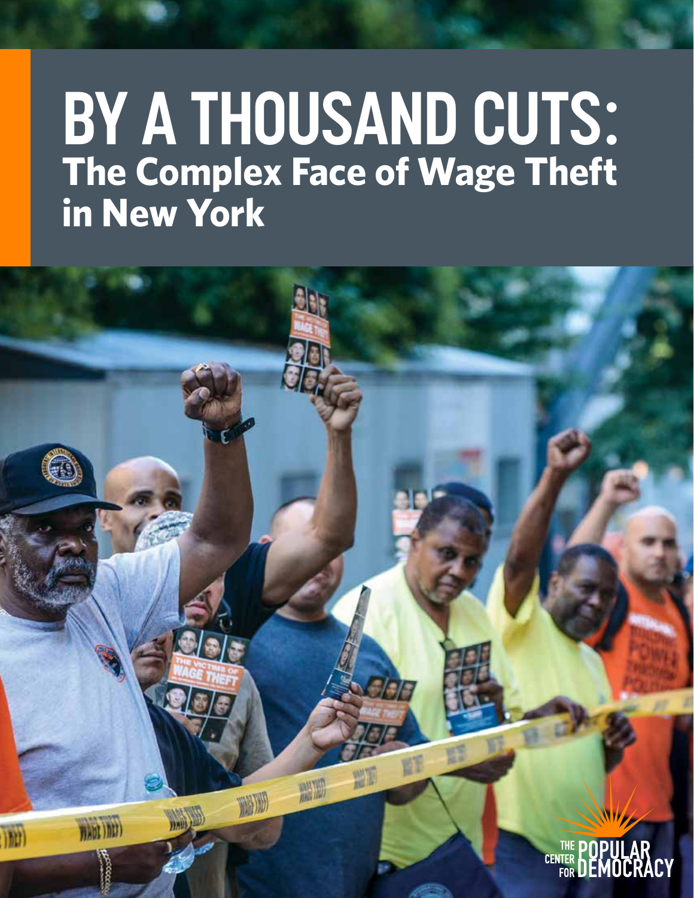# BY A THOUSAND CUTS:
## The Complex Face of Wage Theft in New York

THE CENTER FOR POPULAR DEMOCRACY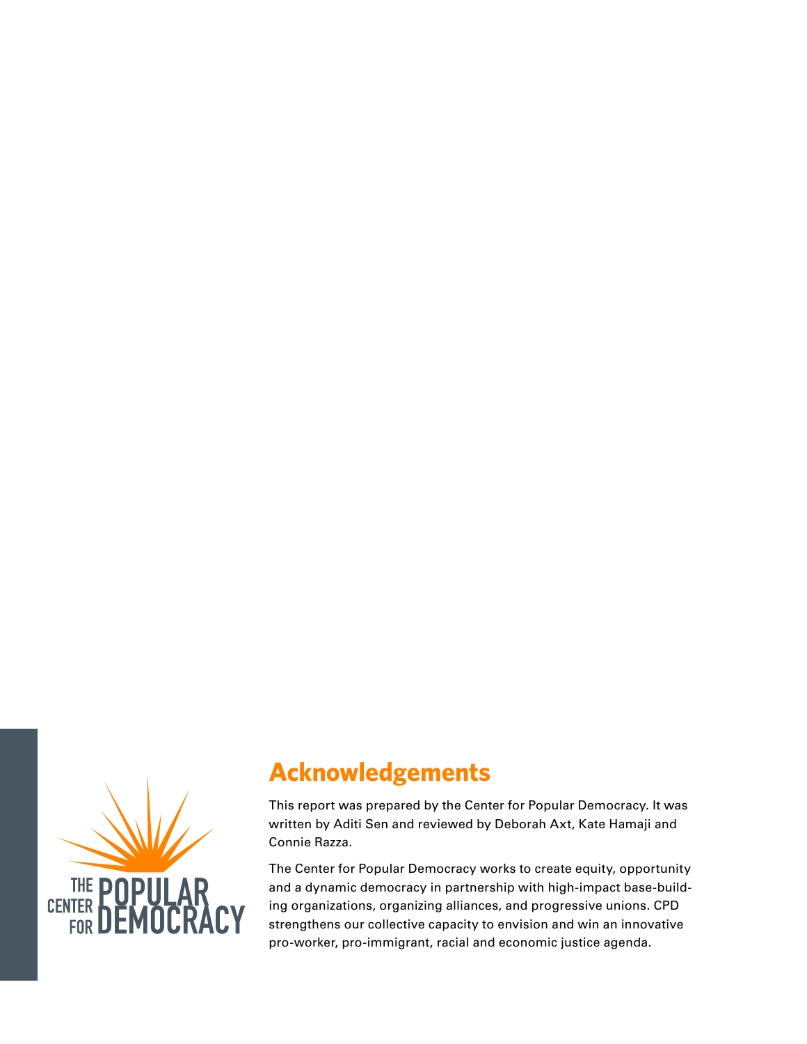## Acknowledgements

This report was prepared by the Center for Popular Democracy. It was written by Aditi Sen and reviewed by Deborah Axt, Kate Hamaji and Connie Razza.

The Center for Popular Democracy works to create equity, opportunity and a dynamic democracy in partnership with high-impact base-building organizations, organizing alliances, and progressive unions. CPD strengthens our collective capacity to envision and win an innovative pro-worker, pro-immigrant, racial and economic justice agenda.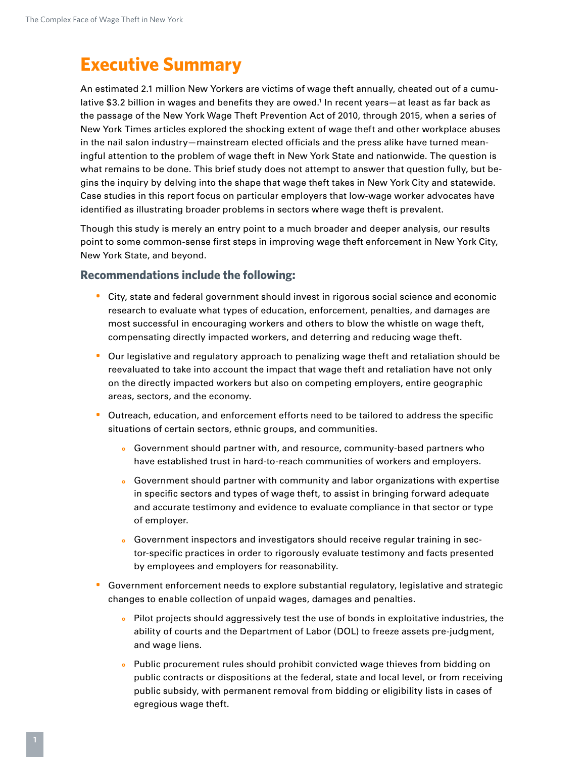# Executive Summary

An estimated 2.1 million New Yorkers are victims of wage theft annually, cheated out of a cumulative $3.2 billion in wages and benefits they are owed.[1] In recent years—at least as far back as the passage of the New York Wage Theft Prevention Act of 2010, through 2015, when a series of New York Times articles explored the shocking extent of wage theft and other workplace abuses in the nail salon industry—mainstream elected officials and the press alike have turned meaningful attention to the problem of wage theft in New York State and nationwide. The question is what remains to be done. This brief study does not attempt to answer that question fully, but begins the inquiry by delving into the shape that wage theft takes in New York City and statewide. Case studies in this report focus on particular employers that low-wage worker advocates have identified as illustrating broader problems in sectors where wage theft is prevalent.

Though this study is merely an entry point to a much broader and deeper analysis, our results point to some common-sense first steps in improving wage theft enforcement in New York City, New York State, and beyond.

### Recommendations include the following:

- City, state and federal government should invest in rigorous social science and economic research to evaluate what types of education, enforcement, penalties, and damages are most successful in encouraging workers and others to blow the whistle on wage theft, compensating directly impacted workers, and deterring and reducing wage theft.
- Our legislative and regulatory approach to penalizing wage theft and retaliation should be reevaluated to take into account the impact that wage theft and retaliation have not only on the directly impacted workers but also on competing employers, entire geographic areas, sectors, and the economy.
- Outreach, education, and enforcement efforts need to be tailored to address the specific situations of certain sectors, ethnic groups, and communities.
  - Government should partner with, and resource, community-based partners who have established trust in hard-to-reach communities of workers and employers.
  - Government should partner with community and labor organizations with expertise in specific sectors and types of wage theft, to assist in bringing forward adequate and accurate testimony and evidence to evaluate compliance in that sector or type of employer.
  - Government inspectors and investigators should receive regular training in sector-specific practices in order to rigorously evaluate testimony and facts presented by employees and employers for reasonability.
- Government enforcement needs to explore substantial regulatory, legislative and strategic changes to enable collection of unpaid wages, damages and penalties.
  - Pilot projects should aggressively test the use of bonds in exploitative industries, the ability of courts and the Department of Labor (DOL) to freeze assets pre-judgment, and wage liens.
  - Public procurement rules should prohibit convicted wage thieves from bidding on public contracts or dispositions at the federal, state and local level, or from receiving public subsidy, with permanent removal from bidding or eligibility lists in cases of egregious wage theft.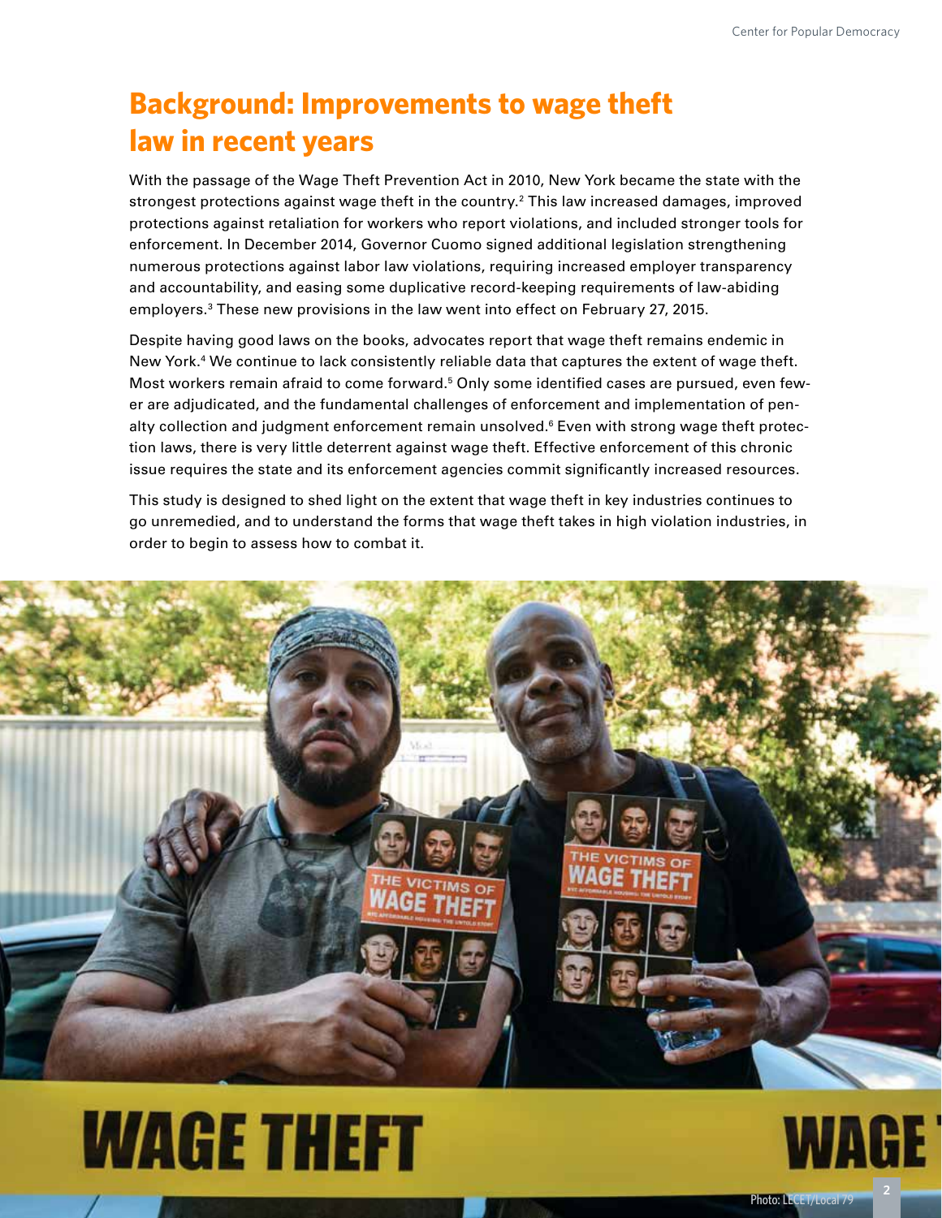## Background: Improvements to wage theft law in recent years

With the passage of the Wage Theft Prevention Act in 2010, New York became the state with the strongest protections against wage theft in the country.[2] This law increased damages, improved protections against retaliation for workers who report violations, and included stronger tools for enforcement. In December 2014, Governor Cuomo signed additional legislation strengthening numerous protections against labor law violations, requiring increased employer transparency and accountability, and easing some duplicative record-keeping requirements of law-abiding employers.[3] These new provisions in the law went into effect on February 27, 2015.

Despite having good laws on the books, advocates report that wage theft remains endemic in New York.[4] We continue to lack consistently reliable data that captures the extent of wage theft. Most workers remain afraid to come forward.[5] Only some identified cases are pursued, even fewer are adjudicated, and the fundamental challenges of enforcement and implementation of penalty collection and judgment enforcement remain unsolved.[6] Even with strong wage theft protection laws, there is very little deterrent against wage theft. Effective enforcement of this chronic issue requires the state and its enforcement agencies commit significantly increased resources.

This study is designed to shed light on the extent that wage theft in key industries continues to go unremedied, and to understand the forms that wage theft takes in high violation industries, in order to begin to assess how to combat it.

Photo: LECET/Local 79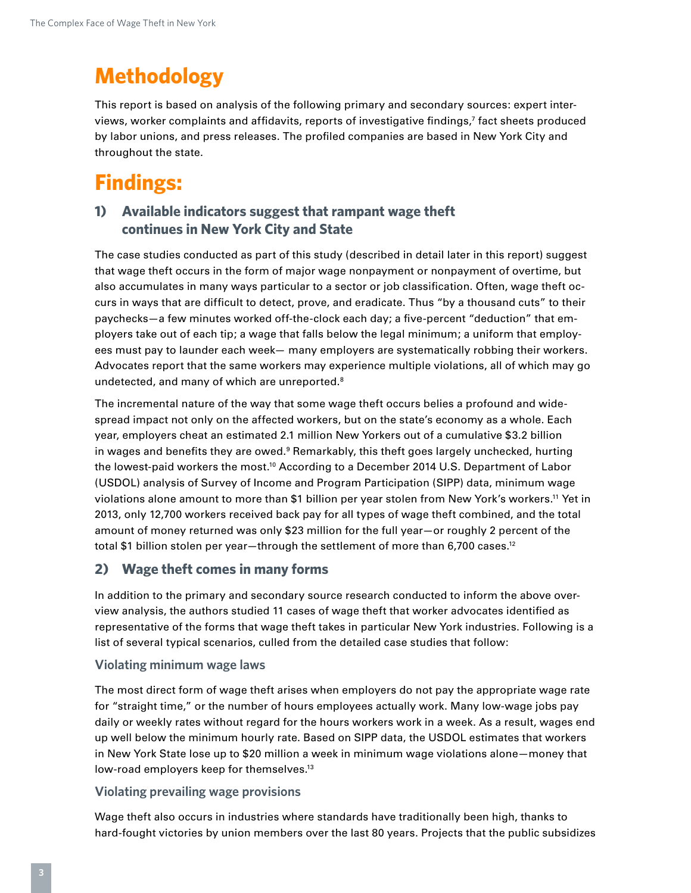# Methodology

This report is based on analysis of the following primary and secondary sources: expert interviews, worker complaints and affidavits, reports of investigative findings,[7] fact sheets produced by labor unions, and press releases. The profiled companies are based in New York City and throughout the state.

# Findings:

## 1) Available indicators suggest that rampant wage theft continues in New York City and State

The case studies conducted as part of this study (described in detail later in this report) suggest that wage theft occurs in the form of major wage nonpayment or nonpayment of overtime, but also accumulates in many ways particular to a sector or job classification. Often, wage theft occurs in ways that are difficult to detect, prove, and eradicate. Thus "by a thousand cuts" to their paychecks—a few minutes worked off-the-clock each day; a five-percent "deduction" that employers take out of each tip; a wage that falls below the legal minimum; a uniform that employees must pay to launder each week— many employers are systematically robbing their workers. Advocates report that the same workers may experience multiple violations, all of which may go undetected, and many of which are unreported.[8]

The incremental nature of the way that some wage theft occurs belies a profound and widespread impact not only on the affected workers, but on the state's economy as a whole. Each year, employers cheat an estimated 2.1 million New Yorkers out of a cumulative $3.2 billion in wages and benefits they are owed.[9] Remarkably, this theft goes largely unchecked, hurting the lowest-paid workers the most.[10] According to a December 2014 U.S. Department of Labor (USDOL) analysis of Survey of Income and Program Participation (SIPP) data, minimum wage violations alone amount to more than $1 billion per year stolen from New York's workers.[11] Yet in 2013, only 12,700 workers received back pay for all types of wage theft combined, and the total amount of money returned was only $23 million for the full year—or roughly 2 percent of the total $1 billion stolen per year—through the settlement of more than 6,700 cases.[12]

## 2) Wage theft comes in many forms

In addition to the primary and secondary source research conducted to inform the above overview analysis, the authors studied 11 cases of wage theft that worker advocates identified as representative of the forms that wage theft takes in particular New York industries. Following is a list of several typical scenarios, culled from the detailed case studies that follow:

### Violating minimum wage laws

The most direct form of wage theft arises when employers do not pay the appropriate wage rate for "straight time," or the number of hours employees actually work. Many low-wage jobs pay daily or weekly rates without regard for the hours workers work in a week. As a result, wages end up well below the minimum hourly rate. Based on SIPP data, the USDOL estimates that workers in New York State lose up to $20 million a week in minimum wage violations alone—money that low-road employers keep for themselves.[13]

### Violating prevailing wage provisions

Wage theft also occurs in industries where standards have traditionally been high, thanks to hard-fought victories by union members over the last 80 years. Projects that the public subsidizes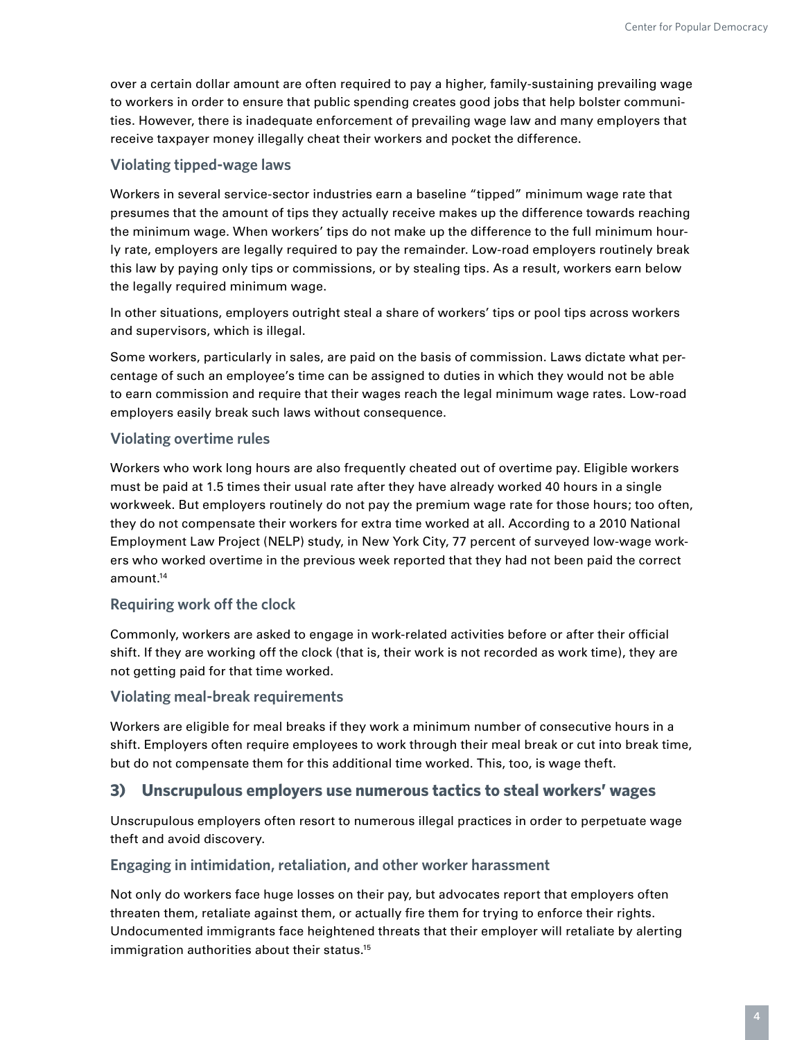over a certain dollar amount are often required to pay a higher, family-sustaining prevailing wage to workers in order to ensure that public spending creates good jobs that help bolster communities. However, there is inadequate enforcement of prevailing wage law and many employers that receive taxpayer money illegally cheat their workers and pocket the difference.

### Violating tipped-wage laws

Workers in several service-sector industries earn a baseline "tipped" minimum wage rate that presumes that the amount of tips they actually receive makes up the difference towards reaching the minimum wage. When workers' tips do not make up the difference to the full minimum hourly rate, employers are legally required to pay the remainder. Low-road employers routinely break this law by paying only tips or commissions, or by stealing tips. As a result, workers earn below the legally required minimum wage.

In other situations, employers outright steal a share of workers' tips or pool tips across workers and supervisors, which is illegal.

Some workers, particularly in sales, are paid on the basis of commission. Laws dictate what percentage of such an employee's time can be assigned to duties in which they would not be able to earn commission and require that their wages reach the legal minimum wage rates. Low-road employers easily break such laws without consequence.

### Violating overtime rules

Workers who work long hours are also frequently cheated out of overtime pay. Eligible workers must be paid at 1.5 times their usual rate after they have already worked 40 hours in a single workweek. But employers routinely do not pay the premium wage rate for those hours; too often, they do not compensate their workers for extra time worked at all. According to a 2010 National Employment Law Project (NELP) study, in New York City, 77 percent of surveyed low-wage workers who worked overtime in the previous week reported that they had not been paid the correct amount.[14]

### Requiring work off the clock

Commonly, workers are asked to engage in work-related activities before or after their official shift. If they are working off the clock (that is, their work is not recorded as work time), they are not getting paid for that time worked.

### Violating meal-break requirements

Workers are eligible for meal breaks if they work a minimum number of consecutive hours in a shift. Employers often require employees to work through their meal break or cut into break time, but do not compensate them for this additional time worked. This, too, is wage theft.

## 3) Unscrupulous employers use numerous tactics to steal workers' wages

Unscrupulous employers often resort to numerous illegal practices in order to perpetuate wage theft and avoid discovery.

### Engaging in intimidation, retaliation, and other worker harassment

Not only do workers face huge losses on their pay, but advocates report that employers often threaten them, retaliate against them, or actually fire them for trying to enforce their rights. Undocumented immigrants face heightened threats that their employer will retaliate by alerting immigration authorities about their status.[15]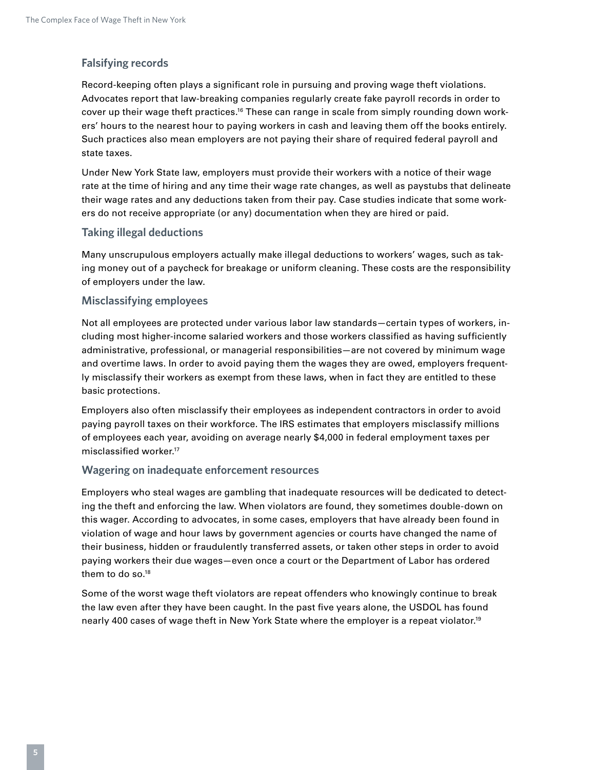### Falsifying records

Record-keeping often plays a significant role in pursuing and proving wage theft violations. Advocates report that law-breaking companies regularly create fake payroll records in order to cover up their wage theft practices.[16] These can range in scale from simply rounding down workers' hours to the nearest hour to paying workers in cash and leaving them off the books entirely. Such practices also mean employers are not paying their share of required federal payroll and state taxes.

Under New York State law, employers must provide their workers with a notice of their wage rate at the time of hiring and any time their wage rate changes, as well as paystubs that delineate their wage rates and any deductions taken from their pay. Case studies indicate that some workers do not receive appropriate (or any) documentation when they are hired or paid.

### Taking illegal deductions

Many unscrupulous employers actually make illegal deductions to workers' wages, such as taking money out of a paycheck for breakage or uniform cleaning. These costs are the responsibility of employers under the law.

### Misclassifying employees

Not all employees are protected under various labor law standards—certain types of workers, including most higher-income salaried workers and those workers classified as having sufficiently administrative, professional, or managerial responsibilities—are not covered by minimum wage and overtime laws. In order to avoid paying them the wages they are owed, employers frequently misclassify their workers as exempt from these laws, when in fact they are entitled to these basic protections.

Employers also often misclassify their employees as independent contractors in order to avoid paying payroll taxes on their workforce. The IRS estimates that employers misclassify millions of employees each year, avoiding on average nearly $4,000 in federal employment taxes per misclassified worker.[17]

### Wagering on inadequate enforcement resources

Employers who steal wages are gambling that inadequate resources will be dedicated to detecting the theft and enforcing the law. When violators are found, they sometimes double-down on this wager. According to advocates, in some cases, employers that have already been found in violation of wage and hour laws by government agencies or courts have changed the name of their business, hidden or fraudulently transferred assets, or taken other steps in order to avoid paying workers their due wages—even once a court or the Department of Labor has ordered them to do so.[18]

Some of the worst wage theft violators are repeat offenders who knowingly continue to break the law even after they have been caught. In the past five years alone, the USDOL has found nearly 400 cases of wage theft in New York State where the employer is a repeat violator.[19]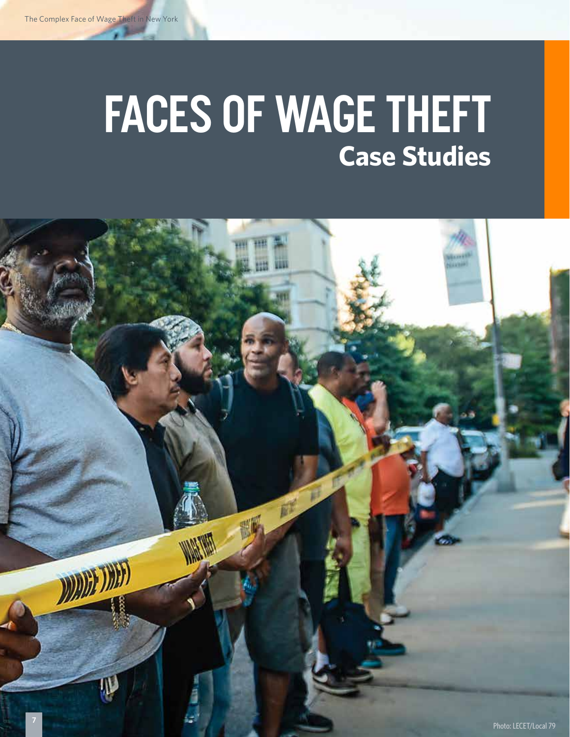# FACES OF WAGE THEFT

## Case Studies

Photo: LECET/Local 79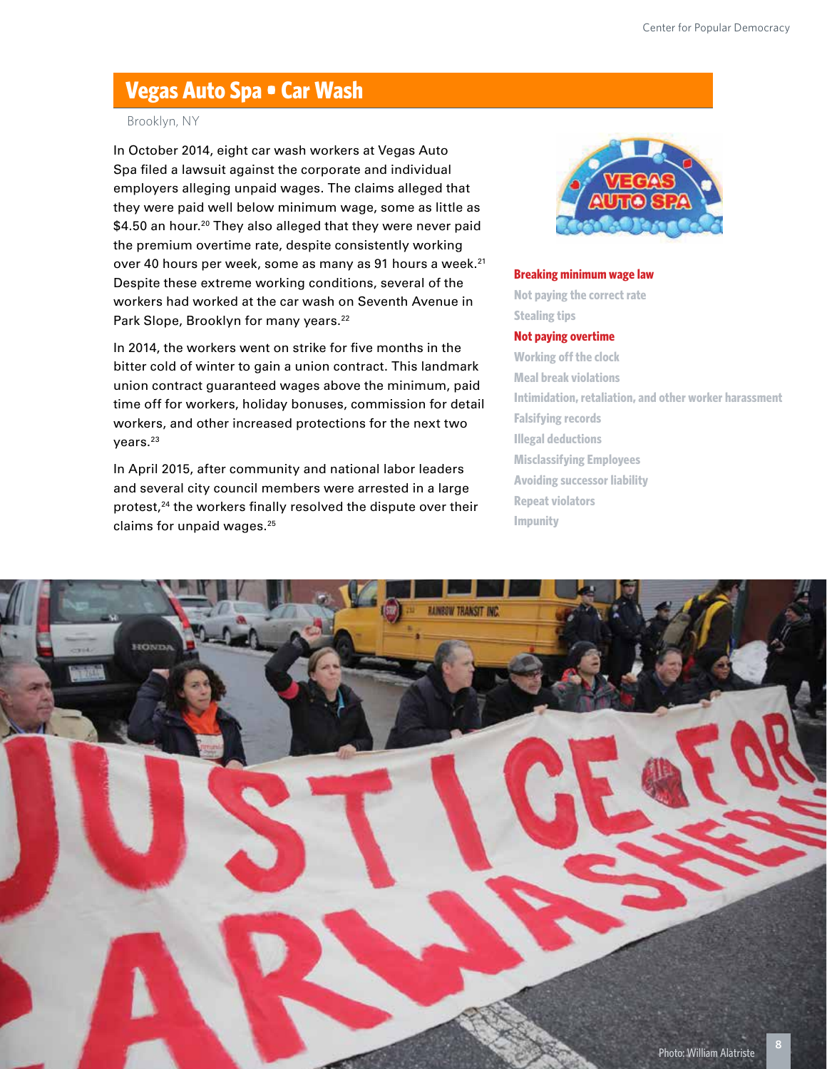## Vegas Auto Spa • Car Wash

Brooklyn, NY

In October 2014, eight car wash workers at Vegas Auto Spa filed a lawsuit against the corporate and individual employers alleging unpaid wages. The claims alleged that they were paid well below minimum wage, some as little as $4.50 an hour.[20] They also alleged that they were never paid the premium overtime rate, despite consistently working over 40 hours per week, some as many as 91 hours a week.[21] Despite these extreme working conditions, several of the workers had worked at the car wash on Seventh Avenue in Park Slope, Brooklyn for many years.[22]

In 2014, the workers went on strike for five months in the bitter cold of winter to gain a union contract. This landmark union contract guaranteed wages above the minimum, paid time off for workers, holiday bonuses, commission for detail workers, and other increased protections for the next two years.[23]

In April 2015, after community and national labor leaders and several city council members were arrested in a large protest,[24] the workers finally resolved the dispute over their claims for unpaid wages.[25]

**Breaking minimum wage law**
Not paying the correct rate
Stealing tips
**Not paying overtime**
Working off the clock
Meal break violations
Intimidation, retaliation, and other worker harassment
Falsifying records
Illegal deductions
Misclassifying Employees
Avoiding successor liability
Repeat violators
Impunity

Photo: William Alatriste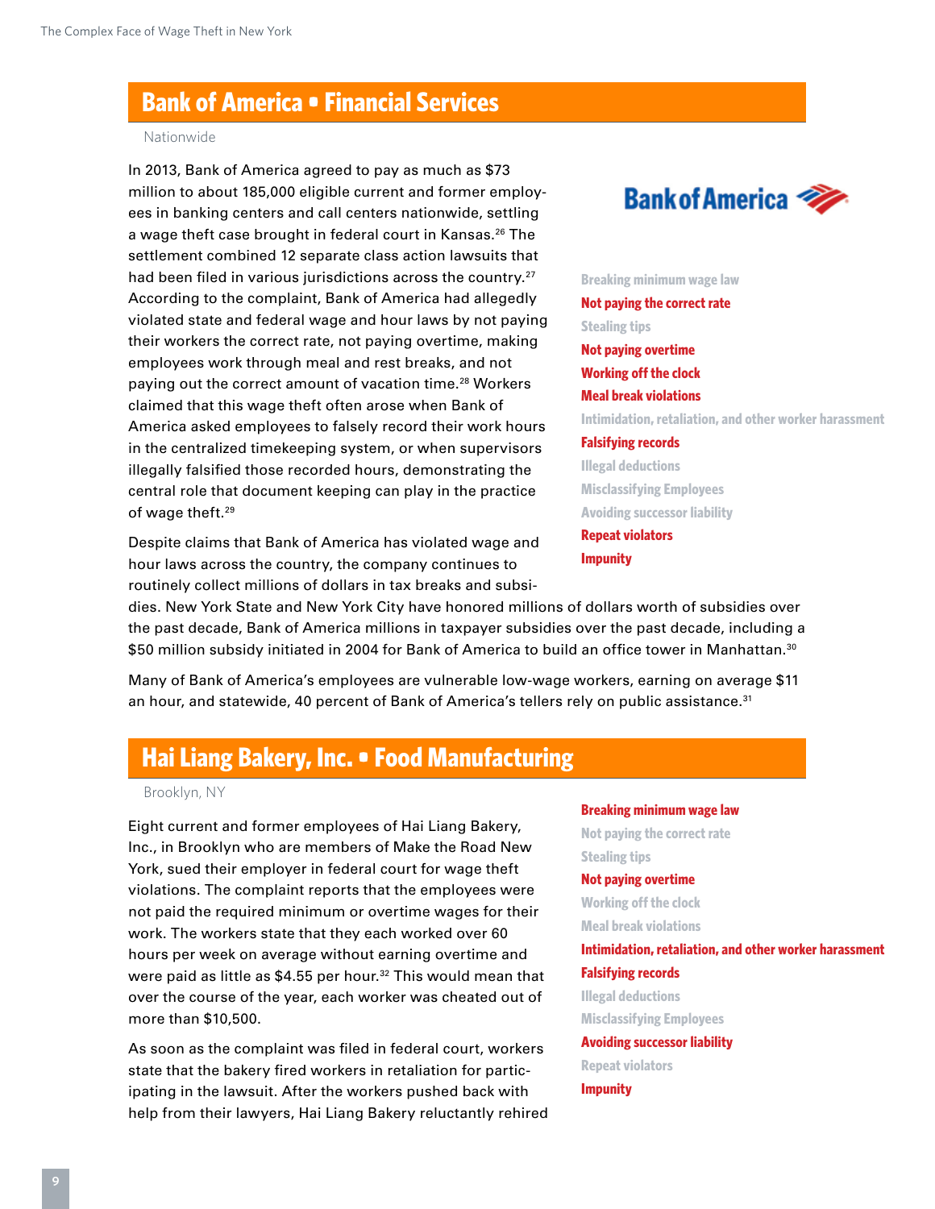## Bank of America • Financial Services

Nationwide

In 2013, Bank of America agreed to pay as much as $73 million to about 185,000 eligible current and former employees in banking centers and call centers nationwide, settling a wage theft case brought in federal court in Kansas.[26] The settlement combined 12 separate class action lawsuits that had been filed in various jurisdictions across the country.[27] According to the complaint, Bank of America had allegedly violated state and federal wage and hour laws by not paying their workers the correct rate, not paying overtime, making employees work through meal and rest breaks, and not paying out the correct amount of vacation time.[28] Workers claimed that this wage theft often arose when Bank of America asked employees to falsely record their work hours in the centralized timekeeping system, or when supervisors illegally falsified those recorded hours, demonstrating the central role that document keeping can play in the practice of wage theft.[29]

- Breaking minimum wage law
- **Not paying the correct rate**
- Stealing tips
- **Not paying overtime**
- **Working off the clock**
- **Meal break violations**
- Intimidation, retaliation, and other worker harassment
- **Falsifying records**
- Illegal deductions
- Misclassifying Employees
- Avoiding successor liability
- **Repeat violators**
- **Impunity**

Despite claims that Bank of America has violated wage and hour laws across the country, the company continues to routinely collect millions of dollars in tax breaks and subsidies. New York State and New York City have honored millions of dollars worth of subsidies over the past decade, Bank of America millions in taxpayer subsidies over the past decade, including a $50 million subsidy initiated in 2004 for Bank of America to build an office tower in Manhattan.[30]

Many of Bank of America's employees are vulnerable low-wage workers, earning on average $11 an hour, and statewide, 40 percent of Bank of America's tellers rely on public assistance.[31]

## Hai Liang Bakery, Inc. • Food Manufacturing

Brooklyn, NY

- **Breaking minimum wage law**
- Not paying the correct rate
- Stealing tips
- **Not paying overtime**
- Working off the clock
- Meal break violations
- **Intimidation, retaliation, and other worker harassment**
- **Falsifying records**
- Illegal deductions
- Misclassifying Employees
- **Avoiding successor liability**
- Repeat violators
- **Impunity**

Eight current and former employees of Hai Liang Bakery, Inc., in Brooklyn who are members of Make the Road New York, sued their employer in federal court for wage theft violations. The complaint reports that the employees were not paid the required minimum or overtime wages for their work. The workers state that they each worked over 60 hours per week on average without earning overtime and were paid as little as $4.55 per hour.[32] This would mean that over the course of the year, each worker was cheated out of more than $10,500.

As soon as the complaint was filed in federal court, workers state that the bakery fired workers in retaliation for participating in the lawsuit. After the workers pushed back with help from their lawyers, Hai Liang Bakery reluctantly rehired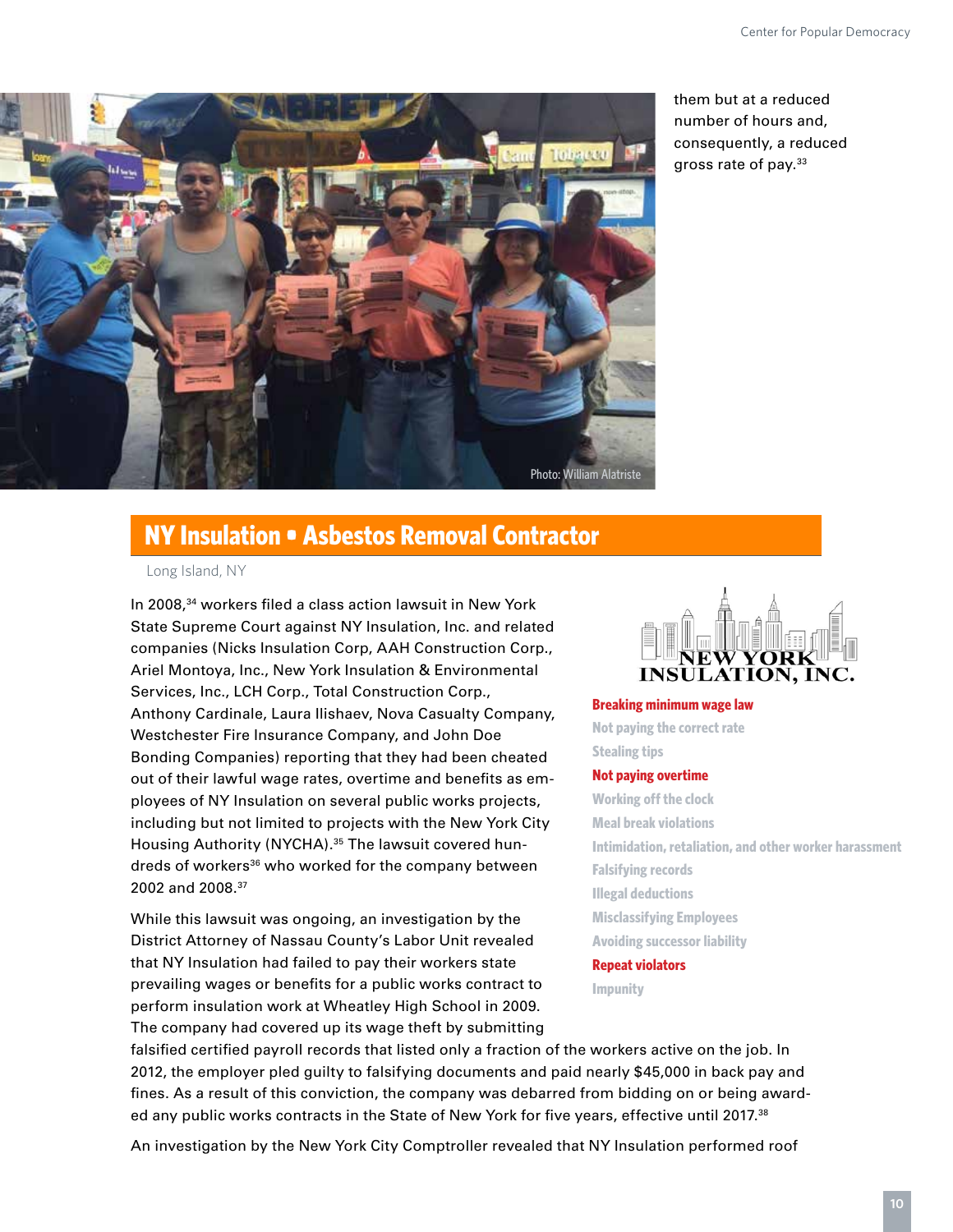them but at a reduced number of hours and, consequently, a reduced gross rate of pay.[33]

Photo: William Alatriste

## NY Insulation • Asbestos Removal Contractor

Long Island, NY

In 2008,[34] workers filed a class action lawsuit in New York State Supreme Court against NY Insulation, Inc. and related companies (Nicks Insulation Corp, AAH Construction Corp., Ariel Montoya, Inc., New York Insulation & Environmental Services, Inc., LCH Corp., Total Construction Corp., Anthony Cardinale, Laura Ilishaev, Nova Casualty Company, Westchester Fire Insurance Company, and John Doe Bonding Companies) reporting that they had been cheated out of their lawful wage rates, overtime and benefits as employees of NY Insulation on several public works projects, including but not limited to projects with the New York City Housing Authority (NYCHA).[35] The lawsuit covered hundreds of workers[36] who worked for the company between 2002 and 2008.[37]

NEW YORK INSULATION, INC.

**Breaking minimum wage law**
Not paying the correct rate
Stealing tips
**Not paying overtime**
Working off the clock
Meal break violations
Intimidation, retaliation, and other worker harassment
Falsifying records
Illegal deductions
Misclassifying Employees
Avoiding successor liability
**Repeat violators**
Impunity

While this lawsuit was ongoing, an investigation by the District Attorney of Nassau County's Labor Unit revealed that NY Insulation had failed to pay their workers state prevailing wages or benefits for a public works contract to perform insulation work at Wheatley High School in 2009. The company had covered up its wage theft by submitting falsified certified payroll records that listed only a fraction of the workers active on the job. In 2012, the employer pled guilty to falsifying documents and paid nearly $45,000 in back pay and fines. As a result of this conviction, the company was debarred from bidding on or being awarded any public works contracts in the State of New York for five years, effective until 2017.[38]

An investigation by the New York City Comptroller revealed that NY Insulation performed roof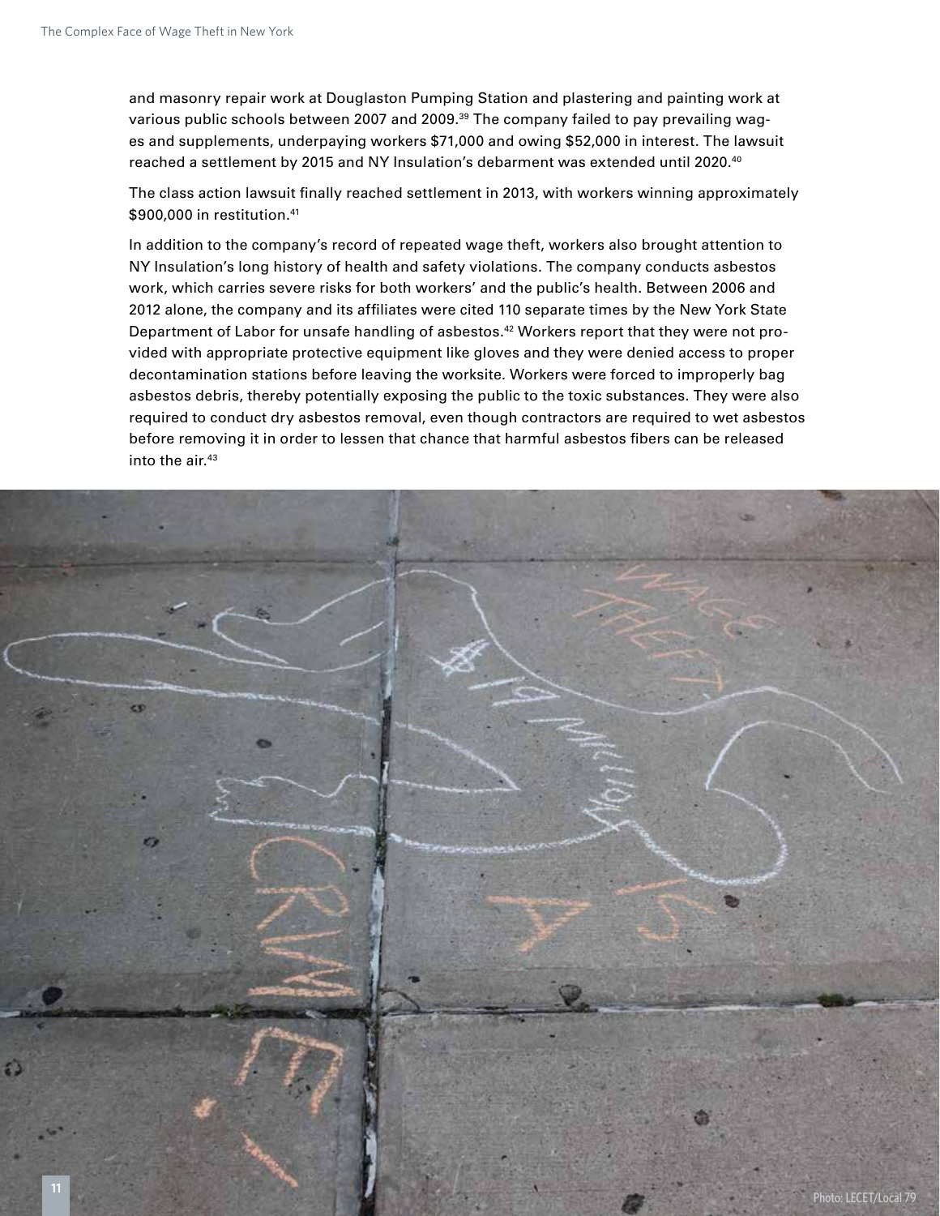and masonry repair work at Douglaston Pumping Station and plastering and painting work at various public schools between 2007 and 2009.[39] The company failed to pay prevailing wages and supplements, underpaying workers $71,000 and owing $52,000 in interest. The lawsuit reached a settlement by 2015 and NY Insulation's debarment was extended until 2020.[40]

The class action lawsuit finally reached settlement in 2013, with workers winning approximately $900,000 in restitution.[41]

In addition to the company's record of repeated wage theft, workers also brought attention to NY Insulation's long history of health and safety violations. The company conducts asbestos work, which carries severe risks for both workers' and the public's health. Between 2006 and 2012 alone, the company and its affiliates were cited 110 separate times by the New York State Department of Labor for unsafe handling of asbestos.[42] Workers report that they were not provided with appropriate protective equipment like gloves and they were denied access to proper decontamination stations before leaving the worksite. Workers were forced to improperly bag asbestos debris, thereby potentially exposing the public to the toxic substances. They were also required to conduct dry asbestos removal, even though contractors are required to wet asbestos before removing it in order to lessen that chance that harmful asbestos fibers can be released into the air.[43]

Photo: LECET/Local 79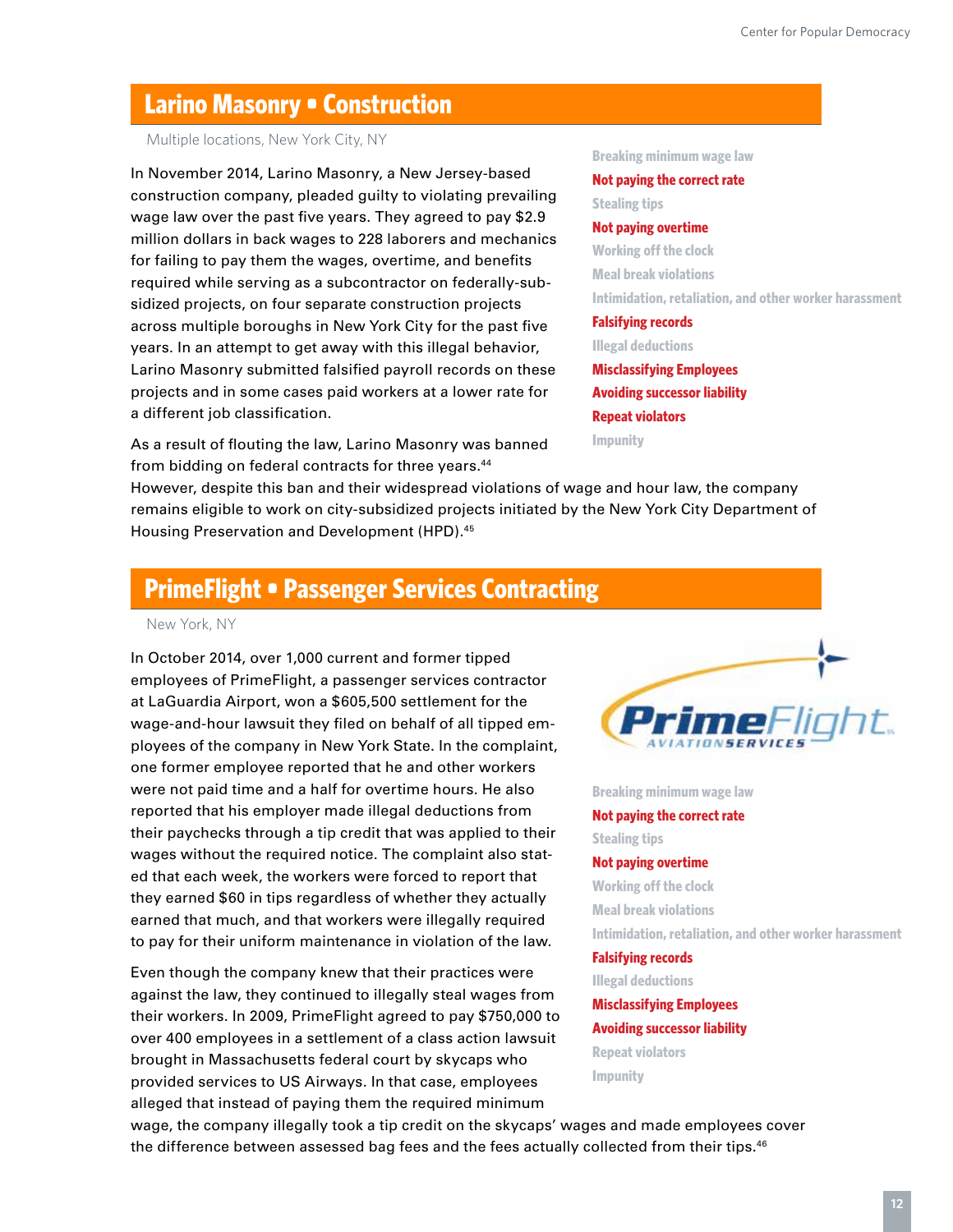## Larino Masonry • Construction

Multiple locations, New York City, NY

In November 2014, Larino Masonry, a New Jersey-based construction company, pleaded guilty to violating prevailing wage law over the past five years. They agreed to pay $2.9 million dollars in back wages to 228 laborers and mechanics for failing to pay them the wages, overtime, and benefits required while serving as a subcontractor on federally-subsidized projects, on four separate construction projects across multiple boroughs in New York City for the past five years. In an attempt to get away with this illegal behavior, Larino Masonry submitted falsified payroll records on these projects and in some cases paid workers at a lower rate for a different job classification.

As a result of flouting the law, Larino Masonry was banned from bidding on federal contracts for three years.[44] However, despite this ban and their widespread violations of wage and hour law, the company remains eligible to work on city-subsidized projects initiated by the New York City Department of Housing Preservation and Development (HPD).[45]

- Breaking minimum wage law
- **Not paying the correct rate**
- Stealing tips
- **Not paying overtime**
- Working off the clock
- Meal break violations
- Intimidation, retaliation, and other worker harassment
- **Falsifying records**
- Illegal deductions
- **Misclassifying Employees**
- **Avoiding successor liability**
- **Repeat violators**
- Impunity

## PrimeFlight • Passenger Services Contracting

New York, NY

In October 2014, over 1,000 current and former tipped employees of PrimeFlight, a passenger services contractor at LaGuardia Airport, won a $605,500 settlement for the wage-and-hour lawsuit they filed on behalf of all tipped employees of the company in New York State. In the complaint, one former employee reported that he and other workers were not paid time and a half for overtime hours. He also reported that his employer made illegal deductions from their paychecks through a tip credit that was applied to their wages without the required notice. The complaint also stated that each week, the workers were forced to report that they earned $60 in tips regardless of whether they actually earned that much, and that workers were illegally required to pay for their uniform maintenance in violation of the law.

Even though the company knew that their practices were against the law, they continued to illegally steal wages from their workers. In 2009, PrimeFlight agreed to pay $750,000 to over 400 employees in a settlement of a class action lawsuit brought in Massachusetts federal court by skycaps who provided services to US Airways. In that case, employees alleged that instead of paying them the required minimum wage, the company illegally took a tip credit on the skycaps' wages and made employees cover the difference between assessed bag fees and the fees actually collected from their tips.[46]

- Breaking minimum wage law
- **Not paying the correct rate**
- Stealing tips
- **Not paying overtime**
- Working off the clock
- Meal break violations
- Intimidation, retaliation, and other worker harassment
- **Falsifying records**
- Illegal deductions
- **Misclassifying Employees**
- **Avoiding successor liability**
- Repeat violators
- Impunity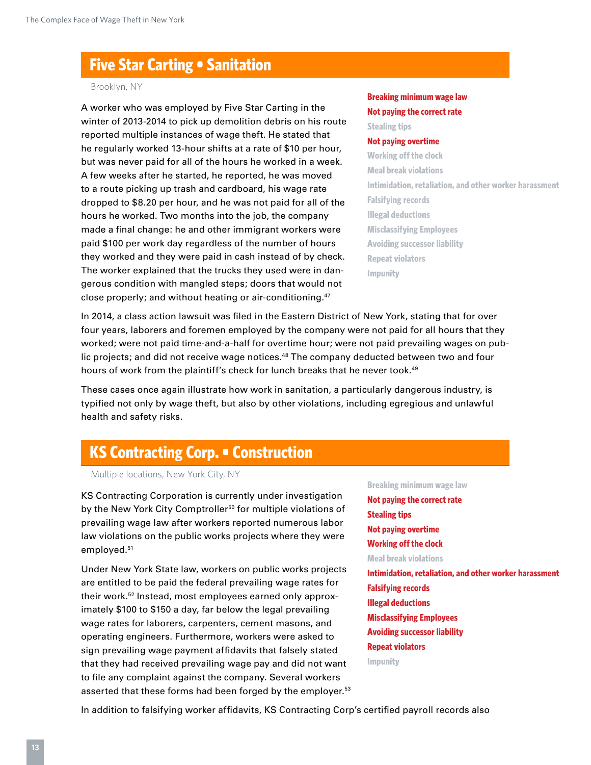## Five Star Carting • Sanitation

Brooklyn, NY

A worker who was employed by Five Star Carting in the winter of 2013-2014 to pick up demolition debris on his route reported multiple instances of wage theft. He stated that he regularly worked 13-hour shifts at a rate of $10 per hour, but was never paid for all of the hours he worked in a week. A few weeks after he started, he reported, he was moved to a route picking up trash and cardboard, his wage rate dropped to $8.20 per hour, and he was not paid for all of the hours he worked. Two months into the job, the company made a final change: he and other immigrant workers were paid $100 per work day regardless of the number of hours they worked and they were paid in cash instead of by check. The worker explained that the trucks they used were in dangerous condition with mangled steps; doors that would not close properly; and without heating or air-conditioning.[47]

- **Breaking minimum wage law**
- **Not paying the correct rate**
- Stealing tips
- **Not paying overtime**
- Working off the clock
- Meal break violations
- Intimidation, retaliation, and other worker harassment
- Falsifying records
- Illegal deductions
- Misclassifying Employees
- Avoiding successor liability
- Repeat violators
- Impunity

In 2014, a class action lawsuit was filed in the Eastern District of New York, stating that for over four years, laborers and foremen employed by the company were not paid for all hours that they worked; were not paid time-and-a-half for overtime hour; were not paid prevailing wages on public projects; and did not receive wage notices.[48] The company deducted between two and four hours of work from the plaintiff's check for lunch breaks that he never took.[49]

These cases once again illustrate how work in sanitation, a particularly dangerous industry, is typified not only by wage theft, but also by other violations, including egregious and unlawful health and safety risks.

## KS Contracting Corp. • Construction

Multiple locations, New York City, NY

KS Contracting Corporation is currently under investigation by the New York City Comptroller[50] for multiple violations of prevailing wage law after workers reported numerous labor law violations on the public works projects where they were employed.[51]

Under New York State law, workers on public works projects are entitled to be paid the federal prevailing wage rates for their work.[52] Instead, most employees earned only approximately $100 to $150 a day, far below the legal prevailing wage rates for laborers, carpenters, cement masons, and operating engineers. Furthermore, workers were asked to sign prevailing wage payment affidavits that falsely stated that they had received prevailing wage pay and did not want to file any complaint against the company. Several workers asserted that these forms had been forged by the employer.[53]

- Breaking minimum wage law
- **Not paying the correct rate**
- **Stealing tips**
- **Not paying overtime**
- **Working off the clock**
- Meal break violations
- **Intimidation, retaliation, and other worker harassment**
- **Falsifying records**
- **Illegal deductions**
- **Misclassifying Employees**
- **Avoiding successor liability**
- **Repeat violators**
- Impunity

In addition to falsifying worker affidavits, KS Contracting Corp's certified payroll records also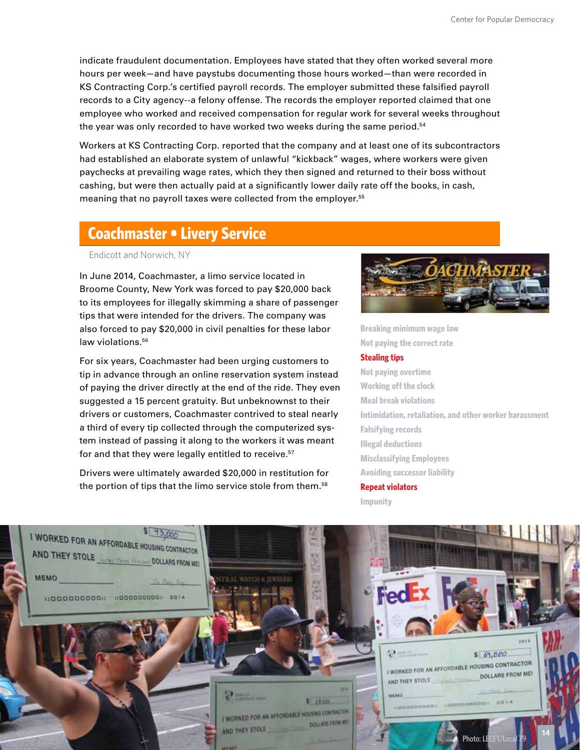indicate fraudulent documentation. Employees have stated that they often worked several more hours per week—and have paystubs documenting those hours worked—than were recorded in KS Contracting Corp.'s certified payroll records. The employer submitted these falsified payroll records to a City agency--a felony offense. The records the employer reported claimed that one employee who worked and received compensation for regular work for several weeks throughout the year was only recorded to have worked two weeks during the same period.[54]

Workers at KS Contracting Corp. reported that the company and at least one of its subcontractors had established an elaborate system of unlawful "kickback" wages, where workers were given paychecks at prevailing wage rates, which they then signed and returned to their boss without cashing, but were then actually paid at a significantly lower daily rate off the books, in cash, meaning that no payroll taxes were collected from the employer.[55]

## Coachmaster • Livery Service

Endicott and Norwich, NY

In June 2014, Coachmaster, a limo service located in Broome County, New York was forced to pay $20,000 back to its employees for illegally skimming a share of passenger tips that were intended for the drivers. The company was also forced to pay $20,000 in civil penalties for these labor law violations.[56]

For six years, Coachmaster had been urging customers to tip in advance through an online reservation system instead of paying the driver directly at the end of the ride. They even suggested a 15 percent gratuity. But unbeknownst to their drivers or customers, Coachmaster contrived to steal nearly a third of every tip collected through the computerized system instead of passing it along to the workers it was meant for and that they were legally entitled to receive.[57]

Drivers were ultimately awarded $20,000 in restitution for the portion of tips that the limo service stole from them.[58]

- Breaking minimum wage law
- Not paying the correct rate
- **Stealing tips**
- Not paying overtime
- Working off the clock
- Meal break violations
- Intimidation, retaliation, and other worker harassment
- Falsifying records
- Illegal deductions
- Misclassifying Employees
- Avoiding successor liability
- **Repeat violators**
- Impunity

Photo: LECET/Local 79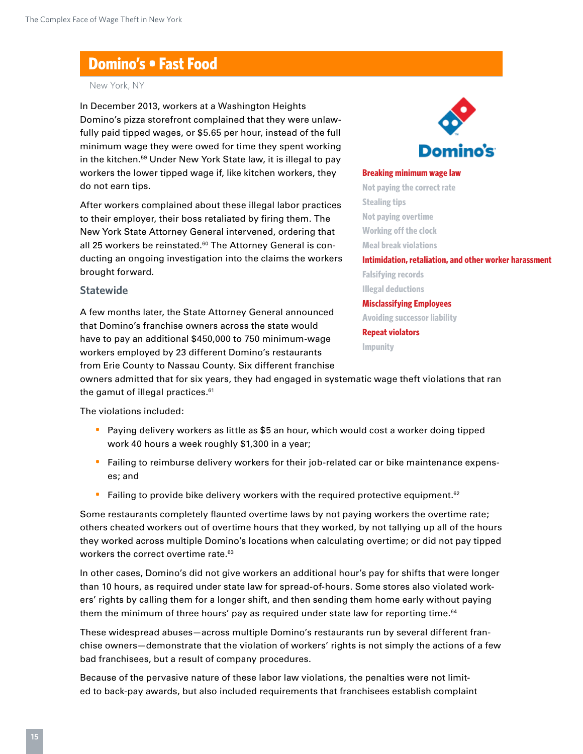## Domino's • Fast Food

New York, NY

In December 2013, workers at a Washington Heights Domino's pizza storefront complained that they were unlawfully paid tipped wages, or $5.65 per hour, instead of the full minimum wage they were owed for time they spent working in the kitchen.[59] Under New York State law, it is illegal to pay workers the lower tipped wage if, like kitchen workers, they do not earn tips.

After workers complained about these illegal labor practices to their employer, their boss retaliated by firing them. The New York State Attorney General intervened, ordering that all 25 workers be reinstated.[60] The Attorney General is conducting an ongoing investigation into the claims the workers brought forward.

**Breaking minimum wage law**
Not paying the correct rate
Stealing tips
Not paying overtime
Working off the clock
Meal break violations
**Intimidation, retaliation, and other worker harassment**
Falsifying records
Illegal deductions
**Misclassifying Employees**
Avoiding successor liability
**Repeat violators**
Impunity

### Statewide

A few months later, the State Attorney General announced that Domino's franchise owners across the state would have to pay an additional $450,000 to 750 minimum-wage workers employed by 23 different Domino's restaurants from Erie County to Nassau County. Six different franchise owners admitted that for six years, they had engaged in systematic wage theft violations that ran the gamut of illegal practices.[61]

The violations included:

- Paying delivery workers as little as $5 an hour, which would cost a worker doing tipped work 40 hours a week roughly $1,300 in a year;
- Failing to reimburse delivery workers for their job-related car or bike maintenance expenses; and
- Failing to provide bike delivery workers with the required protective equipment.[62]

Some restaurants completely flaunted overtime laws by not paying workers the overtime rate; others cheated workers out of overtime hours that they worked, by not tallying up all of the hours they worked across multiple Domino's locations when calculating overtime; or did not pay tipped workers the correct overtime rate.[63]

In other cases, Domino's did not give workers an additional hour's pay for shifts that were longer than 10 hours, as required under state law for spread-of-hours. Some stores also violated workers' rights by calling them for a longer shift, and then sending them home early without paying them the minimum of three hours' pay as required under state law for reporting time.[64]

These widespread abuses—across multiple Domino's restaurants run by several different franchise owners—demonstrate that the violation of workers' rights is not simply the actions of a few bad franchisees, but a result of company procedures.

Because of the pervasive nature of these labor law violations, the penalties were not limited to back-pay awards, but also included requirements that franchisees establish complaint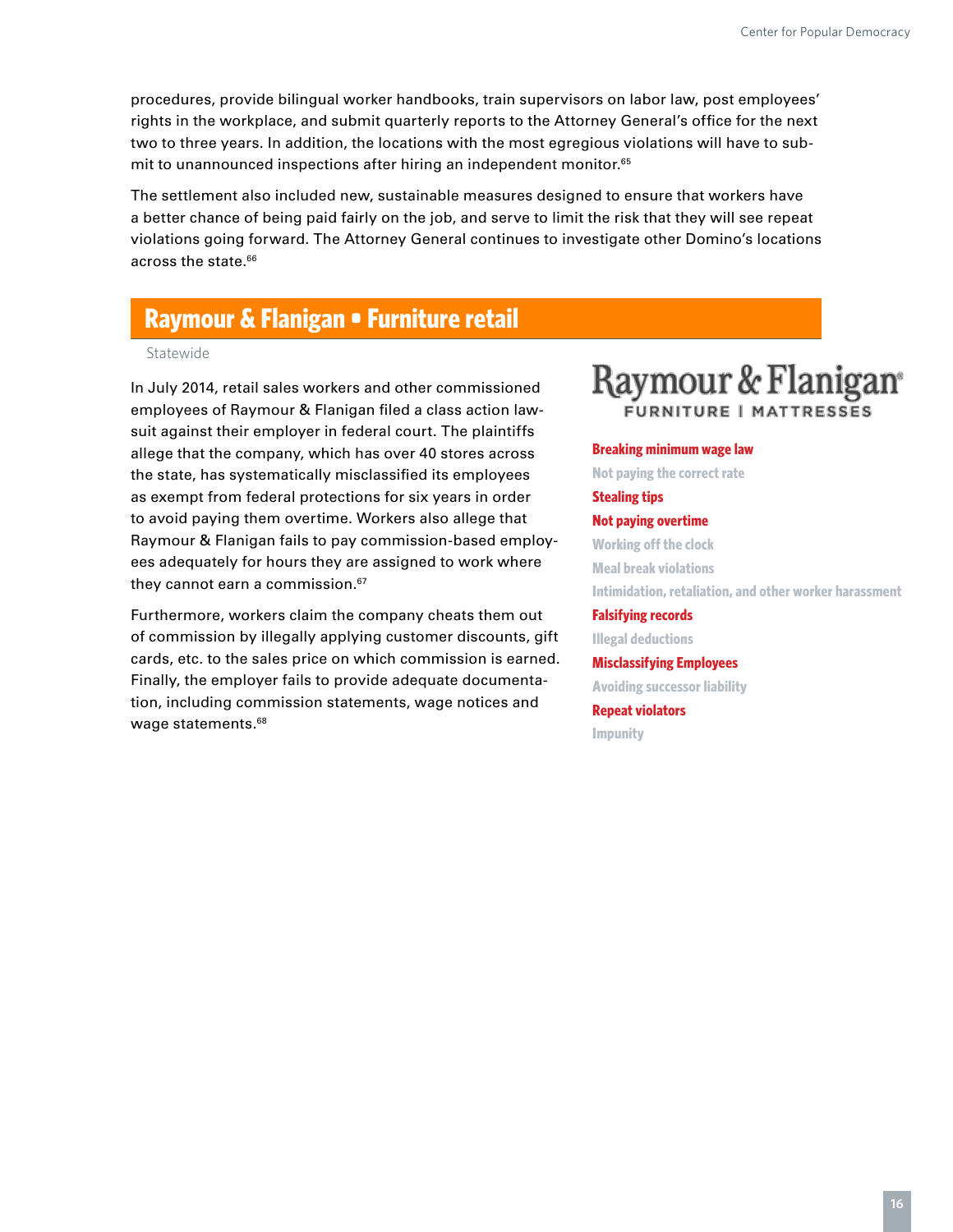procedures, provide bilingual worker handbooks, train supervisors on labor law, post employees' rights in the workplace, and submit quarterly reports to the Attorney General's office for the next two to three years. In addition, the locations with the most egregious violations will have to submit to unannounced inspections after hiring an independent monitor.[65]

The settlement also included new, sustainable measures designed to ensure that workers have a better chance of being paid fairly on the job, and serve to limit the risk that they will see repeat violations going forward. The Attorney General continues to investigate other Domino's locations across the state.[66]

## Raymour & Flanigan • Furniture retail

Statewide

In July 2014, retail sales workers and other commissioned employees of Raymour & Flanigan filed a class action lawsuit against their employer in federal court. The plaintiffs allege that the company, which has over 40 stores across the state, has systematically misclassified its employees as exempt from federal protections for six years in order to avoid paying them overtime. Workers also allege that Raymour & Flanigan fails to pay commission-based employees adequately for hours they are assigned to work where they cannot earn a commission.[67]

Furthermore, workers claim the company cheats them out of commission by illegally applying customer discounts, gift cards, etc. to the sales price on which commission is earned. Finally, the employer fails to provide adequate documentation, including commission statements, wage notices and wage statements.[68]

Raymour & Flanigan
FURNITURE | MATTRESSES

- **Breaking minimum wage law**
- Not paying the correct rate
- **Stealing tips**
- **Not paying overtime**
- Working off the clock
- Meal break violations
- Intimidation, retaliation, and other worker harassment
- **Falsifying records**
- Illegal deductions
- **Misclassifying Employees**
- Avoiding successor liability
- **Repeat violators**
- Impunity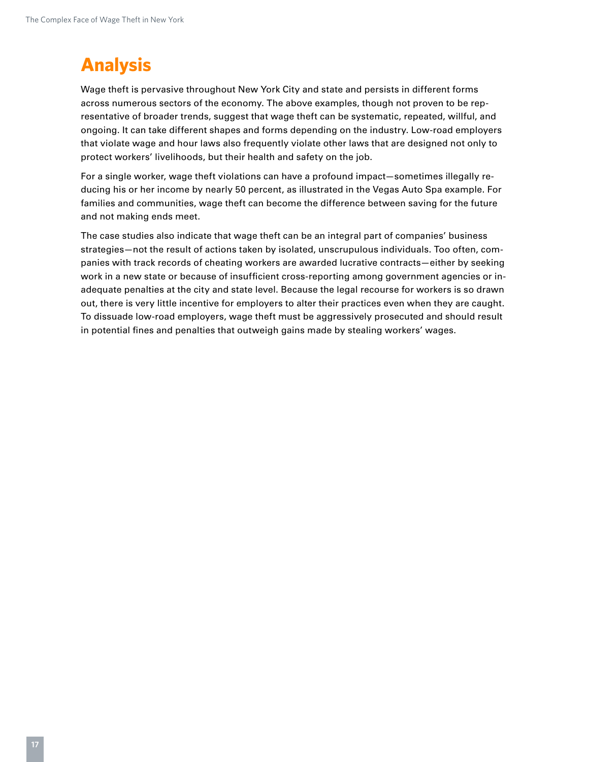# Analysis

Wage theft is pervasive throughout New York City and state and persists in different forms across numerous sectors of the economy. The above examples, though not proven to be representative of broader trends, suggest that wage theft can be systematic, repeated, willful, and ongoing. It can take different shapes and forms depending on the industry. Low-road employers that violate wage and hour laws also frequently violate other laws that are designed not only to protect workers' livelihoods, but their health and safety on the job.

For a single worker, wage theft violations can have a profound impact—sometimes illegally reducing his or her income by nearly 50 percent, as illustrated in the Vegas Auto Spa example. For families and communities, wage theft can become the difference between saving for the future and not making ends meet.

The case studies also indicate that wage theft can be an integral part of companies' business strategies—not the result of actions taken by isolated, unscrupulous individuals. Too often, companies with track records of cheating workers are awarded lucrative contracts—either by seeking work in a new state or because of insufficient cross-reporting among government agencies or inadequate penalties at the city and state level. Because the legal recourse for workers is so drawn out, there is very little incentive for employers to alter their practices even when they are caught. To dissuade low-road employers, wage theft must be aggressively prosecuted and should result in potential fines and penalties that outweigh gains made by stealing workers' wages.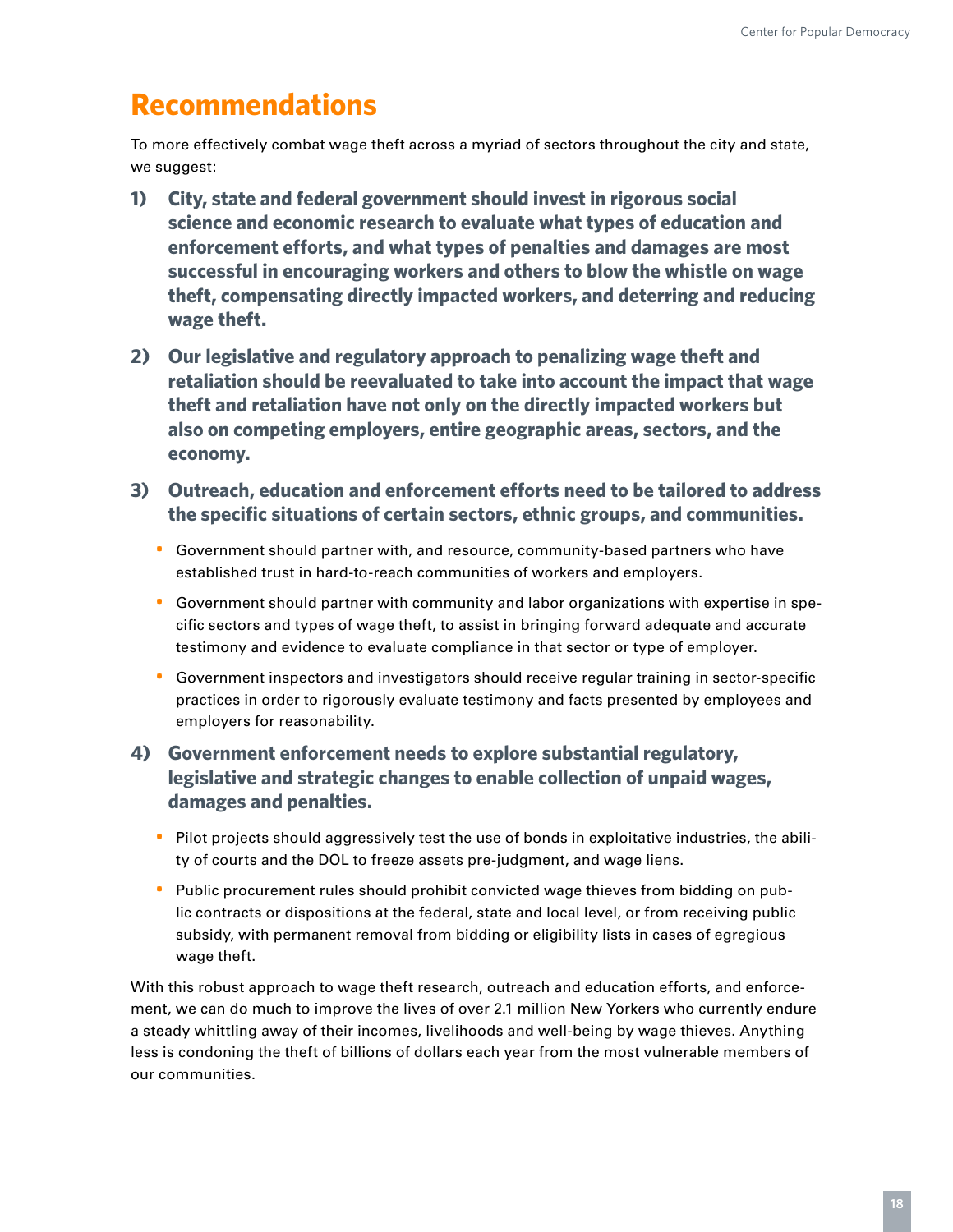# Recommendations

To more effectively combat wage theft across a myriad of sectors throughout the city and state, we suggest:

1) **City, state and federal government should invest in rigorous social science and economic research to evaluate what types of education and enforcement efforts, and what types of penalties and damages are most successful in encouraging workers and others to blow the whistle on wage theft, compensating directly impacted workers, and deterring and reducing wage theft.**

2) **Our legislative and regulatory approach to penalizing wage theft and retaliation should be reevaluated to take into account the impact that wage theft and retaliation have not only on the directly impacted workers but also on competing employers, entire geographic areas, sectors, and the economy.**

3) **Outreach, education and enforcement efforts need to be tailored to address the specific situations of certain sectors, ethnic groups, and communities.**
   - Government should partner with, and resource, community-based partners who have established trust in hard-to-reach communities of workers and employers.
   - Government should partner with community and labor organizations with expertise in specific sectors and types of wage theft, to assist in bringing forward adequate and accurate testimony and evidence to evaluate compliance in that sector or type of employer.
   - Government inspectors and investigators should receive regular training in sector-specific practices in order to rigorously evaluate testimony and facts presented by employees and employers for reasonability.

4) **Government enforcement needs to explore substantial regulatory, legislative and strategic changes to enable collection of unpaid wages, damages and penalties.**
   - Pilot projects should aggressively test the use of bonds in exploitative industries, the ability of courts and the DOL to freeze assets pre-judgment, and wage liens.
   - Public procurement rules should prohibit convicted wage thieves from bidding on public contracts or dispositions at the federal, state and local level, or from receiving public subsidy, with permanent removal from bidding or eligibility lists in cases of egregious wage theft.

With this robust approach to wage theft research, outreach and education efforts, and enforcement, we can do much to improve the lives of over 2.1 million New Yorkers who currently endure a steady whittling away of their incomes, livelihoods and well-being by wage thieves. Anything less is condoning the theft of billions of dollars each year from the most vulnerable members of our communities.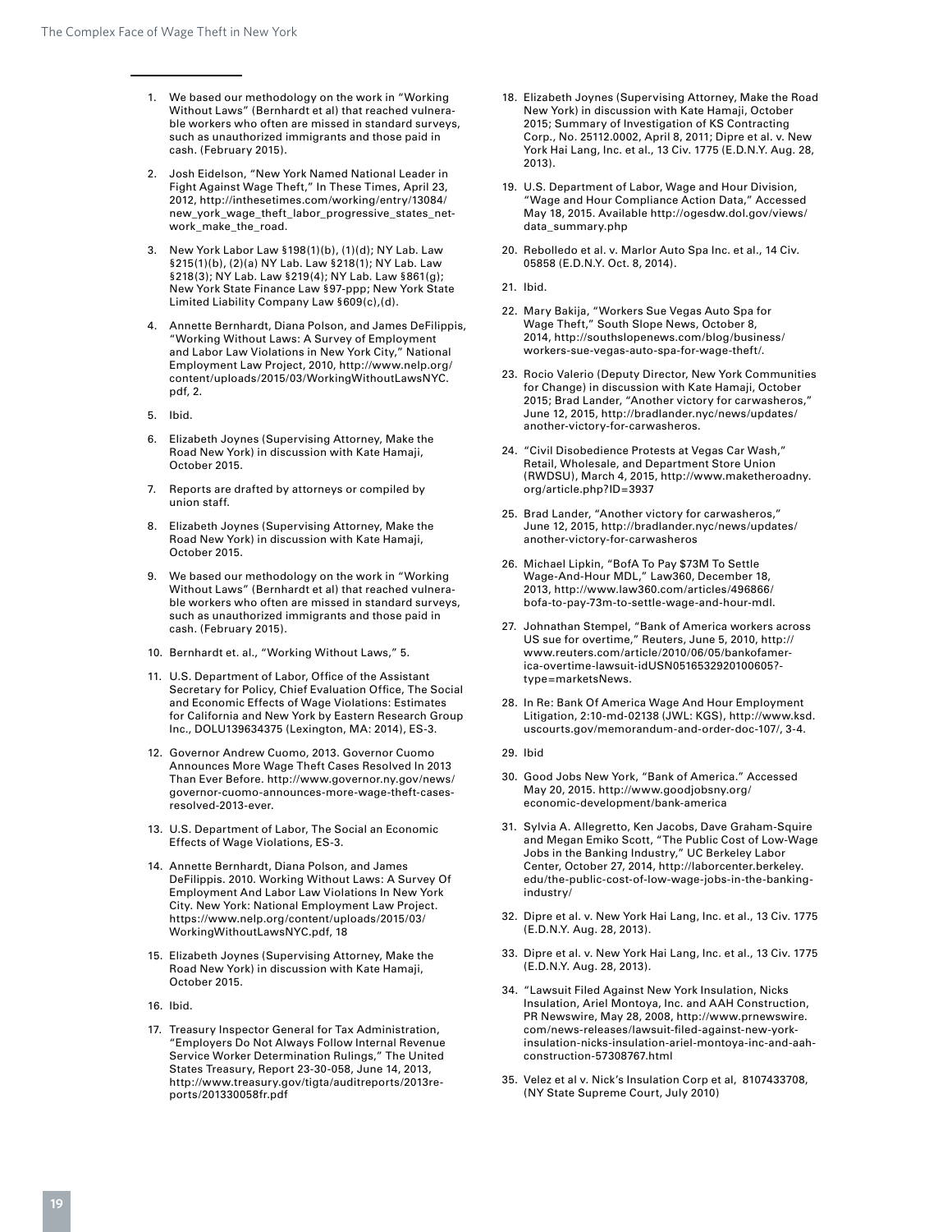1. We based our methodology on the work in "Working Without Laws" (Bernhardt et al) that reached vulnerable workers who often are missed in standard surveys, such as unauthorized immigrants and those paid in cash. (February 2015).
2. Josh Eidelson, "New York Named National Leader in Fight Against Wage Theft," In These Times, April 23, 2012, http://inthesetimes.com/working/entry/13084/new_york_wage_theft_labor_progressive_states_network_make_the_road.
3. New York Labor Law §198(1)(b), (1)(d); NY Lab. Law §215(1)(b), (2)(a) NY Lab. Law §218(1); NY Lab. Law §218(3); NY Lab. Law §219(4); NY Lab. Law §861(g); New York State Finance Law §97-ppp; New York State Limited Liability Company Law §609(c),(d).
4. Annette Bernhardt, Diana Polson, and James DeFilippis, "Working Without Laws: A Survey of Employment and Labor Law Violations in New York City," National Employment Law Project, 2010, http://www.nelp.org/content/uploads/2015/03/WorkingWithoutLawsNYC.pdf, 2.
5. Ibid.
6. Elizabeth Joynes (Supervising Attorney, Make the Road New York) in discussion with Kate Hamaji, October 2015.
7. Reports are drafted by attorneys or compiled by union staff.
8. Elizabeth Joynes (Supervising Attorney, Make the Road New York) in discussion with Kate Hamaji, October 2015.
9. We based our methodology on the work in "Working Without Laws" (Bernhardt et al) that reached vulnerable workers who often are missed in standard surveys, such as unauthorized immigrants and those paid in cash. (February 2015).
10. Bernhardt et. al., "Working Without Laws," 5.
11. U.S. Department of Labor, Office of the Assistant Secretary for Policy, Chief Evaluation Office, The Social and Economic Effects of Wage Violations: Estimates for California and New York by Eastern Research Group Inc., DOLU139634375 (Lexington, MA: 2014), ES-3.
12. Governor Andrew Cuomo, 2013. Governor Cuomo Announces More Wage Theft Cases Resolved In 2013 Than Ever Before. http://www.governor.ny.gov/news/governor-cuomo-announces-more-wage-theft-cases-resolved-2013-ever.
13. U.S. Department of Labor, The Social an Economic Effects of Wage Violations, ES-3.
14. Annette Bernhardt, Diana Polson, and James DeFilippis. 2010. Working Without Laws: A Survey Of Employment And Labor Law Violations In New York City. New York: National Employment Law Project. https://www.nelp.org/content/uploads/2015/03/WorkingWithoutLawsNYC.pdf, 18
15. Elizabeth Joynes (Supervising Attorney, Make the Road New York) in discussion with Kate Hamaji, October 2015.
16. Ibid.
17. Treasury Inspector General for Tax Administration, "Employers Do Not Always Follow Internal Revenue Service Worker Determination Rulings," The United States Treasury, Report 23-30-058, June 14, 2013, http://www.treasury.gov/tigta/auditreports/2013reports/201330058fr.pdf
18. Elizabeth Joynes (Supervising Attorney, Make the Road New York) in discussion with Kate Hamaji, October 2015; Summary of Investigation of KS Contracting Corp., No. 25112.0002, April 8, 2011; Dipre et al. v. New York Hai Lang, Inc. et al., 13 Civ. 1775 (E.D.N.Y. Aug. 28, 2013).
19. U.S. Department of Labor, Wage and Hour Division, "Wage and Hour Compliance Action Data," Accessed May 18, 2015. Available http://ogesdw.dol.gov/views/data_summary.php
20. Rebolledo et al. v. Marlor Auto Spa Inc. et al., 14 Civ. 05858 (E.D.N.Y. Oct. 8, 2014).
21. Ibid.
22. Mary Bakija, "Workers Sue Vegas Auto Spa for Wage Theft," South Slope News, October 8, 2014, http://southslopenews.com/blog/business/workers-sue-vegas-auto-spa-for-wage-theft/.
23. Rocio Valerio (Deputy Director, New York Communities for Change) in discussion with Kate Hamaji, October 2015; Brad Lander, "Another victory for carwasheros," June 12, 2015, http://bradlander.nyc/news/updates/another-victory-for-carwasheros.
24. "Civil Disobedience Protests at Vegas Car Wash," Retail, Wholesale, and Department Store Union (RWDSU), March 4, 2015, http://www.maketheroadny.org/article.php?ID=3937
25. Brad Lander, "Another victory for carwasheros," June 12, 2015, http://bradlander.nyc/news/updates/another-victory-for-carwasheros
26. Michael Lipkin, "BofA To Pay $73M To Settle Wage-And-Hour MDL," Law360, December 18, 2013, http://www.law360.com/articles/496866/bofa-to-pay-73m-to-settle-wage-and-hour-mdl.
27. Johnathan Stempel, "Bank of America workers across US sue for overtime," Reuters, June 5, 2010, http://www.reuters.com/article/2010/06/05/bankofamerica-overtime-lawsuit-idUSN0516532920100605?type=marketsNews.
28. In Re: Bank Of America Wage And Hour Employment Litigation, 2:10-md-02138 (JWL: KGS), http://www.ksd.uscourts.gov/memorandum-and-order-doc-107/, 3-4.
29. Ibid
30. Good Jobs New York, "Bank of America." Accessed May 20, 2015. http://www.goodjobsny.org/economic-development/bank-america
31. Sylvia A. Allegretto, Ken Jacobs, Dave Graham-Squire and Megan Emiko Scott, "The Public Cost of Low-Wage Jobs in the Banking Industry," UC Berkeley Labor Center, October 27, 2014, http://laborcenter.berkeley.edu/the-public-cost-of-low-wage-jobs-in-the-banking-industry/
32. Dipre et al. v. New York Hai Lang, Inc. et al., 13 Civ. 1775 (E.D.N.Y. Aug. 28, 2013).
33. Dipre et al. v. New York Hai Lang, Inc. et al., 13 Civ. 1775 (E.D.N.Y. Aug. 28, 2013).
34. "Lawsuit Filed Against New York Insulation, Nicks Insulation, Ariel Montoya, Inc. and AAH Construction, PR Newswire, May 28, 2008, http://www.prnewswire.com/news-releases/lawsuit-filed-against-new-york-insulation-nicks-insulation-ariel-montoya-inc-and-aah-construction-57308767.html
35. Velez et al v. Nick's Insulation Corp et al, 8107433708, (NY State Supreme Court, July 2010)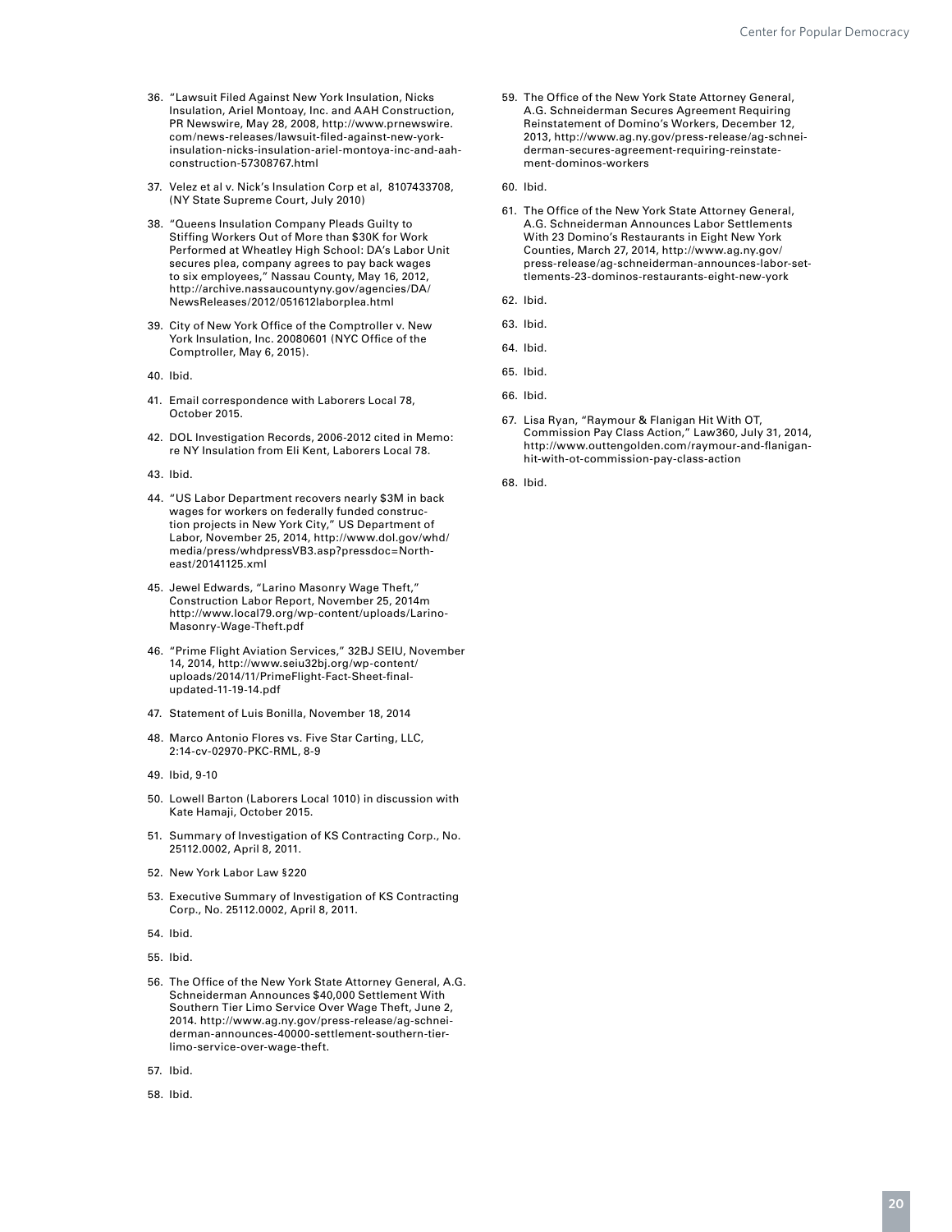36. "Lawsuit Filed Against New York Insulation, Nicks Insulation, Ariel Montoay, Inc. and AAH Construction, PR Newswire, May 28, 2008, http://www.prnewswire.com/news-releases/lawsuit-filed-against-new-york-insulation-nicks-insulation-ariel-montoya-inc-and-aah-construction-57308767.html
37. Velez et al v. Nick's Insulation Corp et al, 8107433708, (NY State Supreme Court, July 2010)
38. "Queens Insulation Company Pleads Guilty to Stiffing Workers Out of More than $30K for Work Performed at Wheatley High School: DA's Labor Unit secures plea, company agrees to pay back wages to six employees," Nassau County, May 16, 2012, http://archive.nassaucountyny.gov/agencies/DA/NewsReleases/2012/051612laborplea.html
39. City of New York Office of the Comptroller v. New York Insulation, Inc. 20080601 (NYC Office of the Comptroller, May 6, 2015).
40. Ibid.
41. Email correspondence with Laborers Local 78, October 2015.
42. DOL Investigation Records, 2006-2012 cited in Memo: re NY Insulation from Eli Kent, Laborers Local 78.
43. Ibid.
44. "US Labor Department recovers nearly $3M in back wages for workers on federally funded construction projects in New York City," US Department of Labor, November 25, 2014, http://www.dol.gov/whd/media/press/whdpressVB3.asp?pressdoc=Northeast/20141125.xml
45. Jewel Edwards, "Larino Masonry Wage Theft," Construction Labor Report, November 25, 2014m http://www.local79.org/wp-content/uploads/Larino-Masonry-Wage-Theft.pdf
46. "Prime Flight Aviation Services," 32BJ SEIU, November 14, 2014, http://www.seiu32bj.org/wp-content/uploads/2014/11/PrimeFlight-Fact-Sheet-final-updated-11-19-14.pdf
47. Statement of Luis Bonilla, November 18, 2014
48. Marco Antonio Flores vs. Five Star Carting, LLC, 2:14-cv-02970-PKC-RML, 8-9
49. Ibid, 9-10
50. Lowell Barton (Laborers Local 1010) in discussion with Kate Hamaji, October 2015.
51. Summary of Investigation of KS Contracting Corp., No. 25112.0002, April 8, 2011.
52. New York Labor Law §220
53. Executive Summary of Investigation of KS Contracting Corp., No. 25112.0002, April 8, 2011.
54. Ibid.
55. Ibid.
56. The Office of the New York State Attorney General, A.G. Schneiderman Announces $40,000 Settlement With Southern Tier Limo Service Over Wage Theft, June 2, 2014. http://www.ag.ny.gov/press-release/ag-schneiderman-announces-40000-settlement-southern-tier-limo-service-over-wage-theft.
57. Ibid.
58. Ibid.
59. The Office of the New York State Attorney General, A.G. Schneiderman Secures Agreement Requiring Reinstatement of Domino's Workers, December 12, 2013, http://www.ag.ny.gov/press-release/ag-schneiderman-secures-agreement-requiring-reinstatement-dominos-workers
60. Ibid.
61. The Office of the New York State Attorney General, A.G. Schneiderman Announces Labor Settlements With 23 Domino's Restaurants in Eight New York Counties, March 27, 2014, http://www.ag.ny.gov/press-release/ag-schneiderman-announces-labor-settlements-23-dominos-restaurants-eight-new-york
62. Ibid.
63. Ibid.
64. Ibid.
65. Ibid.
66. Ibid.
67. Lisa Ryan, "Raymour & Flanigan Hit With OT, Commission Pay Class Action," Law360, July 31, 2014, http://www.outtengolden.com/raymour-and-flanigan-hit-with-ot-commission-pay-class-action
68. Ibid.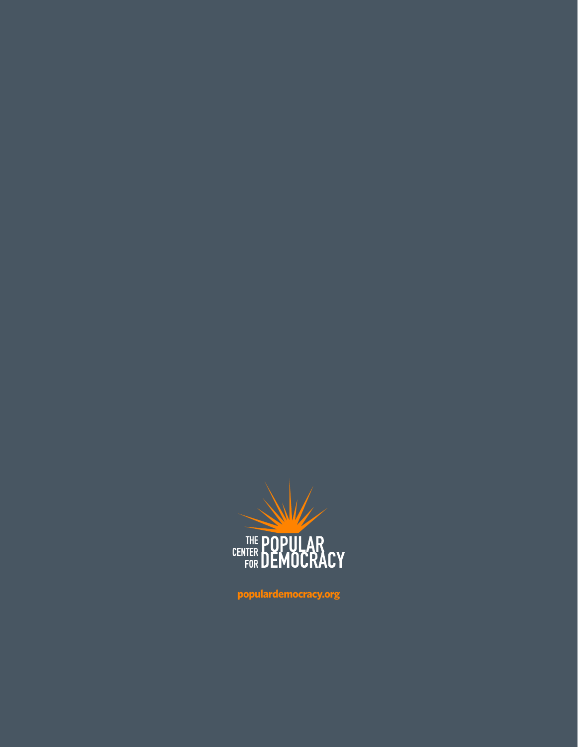THE CENTER FOR POPULAR DEMOCRACY

populardemocracy.org